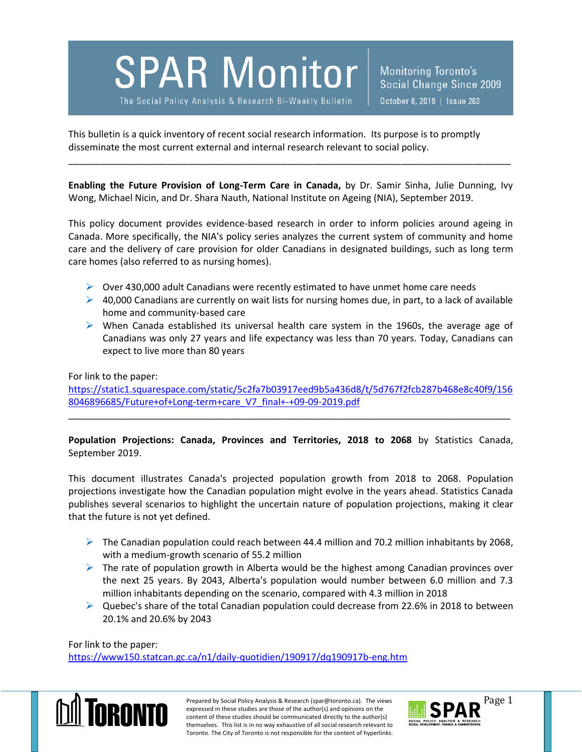# SPAR Monitor

The Social Policy Analysis & Research Bi-Weekly Bulletin

Monitoring Toronto's Social Change Since 2009

October 8, 2019 | Issue 263

This bulletin is a quick inventory of recent social research information. Its purpose is to promptly disseminate the most current external and internal research relevant to social policy.

---

**Enabling the Future Provision of Long-Term Care in Canada,** by Dr. Samir Sinha, Julie Dunning, Ivy Wong, Michael Nicin, and Dr. Shara Nauth, National Institute on Ageing (NIA), September 2019.

This policy document provides evidence-based research in order to inform policies around ageing in Canada. More specifically, the NIA's policy series analyzes the current system of community and home care and the delivery of care provision for older Canadians in designated buildings, such as long term care homes (also referred to as nursing homes).

- Over 430,000 adult Canadians were recently estimated to have unmet home care needs
- 40,000 Canadians are currently on wait lists for nursing homes due, in part, to a lack of available home and community-based care
- When Canada established its universal health care system in the 1960s, the average age of Canadians was only 27 years and life expectancy was less than 70 years. Today, Canadians can expect to live more than 80 years

For link to the paper:
https://static1.squarespace.com/static/5c2fa7b03917eed9b5a436d8/t/5d767f2fcb287b468e8c40f9/1568046896685/Future+of+Long-term+care_V7_final+-+09-09-2019.pdf

---

**Population Projections: Canada, Provinces and Territories, 2018 to 2068** by Statistics Canada, September 2019.

This document illustrates Canada's projected population growth from 2018 to 2068. Population projections investigate how the Canadian population might evolve in the years ahead. Statistics Canada publishes several scenarios to highlight the uncertain nature of population projections, making it clear that the future is not yet defined.

- The Canadian population could reach between 44.4 million and 70.2 million inhabitants by 2068, with a medium-growth scenario of 55.2 million
- The rate of population growth in Alberta would be the highest among Canadian provinces over the next 25 years. By 2043, Alberta's population would number between 6.0 million and 7.3 million inhabitants depending on the scenario, compared with 4.3 million in 2018
- Quebec's share of the total Canadian population could decrease from 22.6% in 2018 to between 20.1% and 20.6% by 2043

For link to the paper:
https://www150.statcan.gc.ca/n1/daily-quotidien/190917/dq190917b-eng.htm

Prepared by Social Policy Analysis & Research (spar@toronto.ca). The views expressed in these studies are those of the author(s) and opinions on the content of these studies should be communicated directly to the author(s) themselves. This list is in no way exhaustive of all social research relevant to Toronto. The City of Toronto is not responsible for the content of hyperlinks.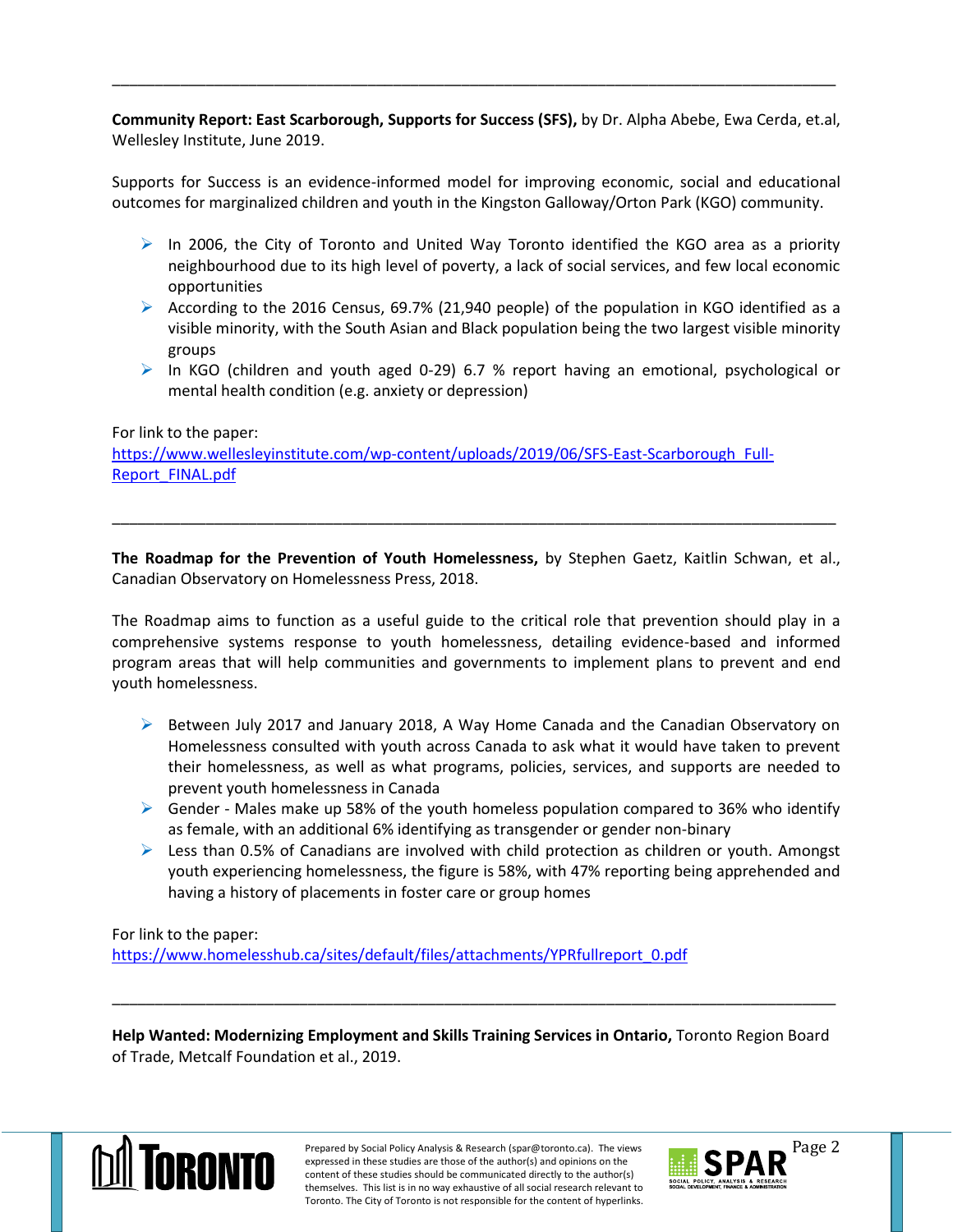---

**Community Report: East Scarborough, Supports for Success (SFS),** by Dr. Alpha Abebe, Ewa Cerda, et.al, Wellesley Institute, June 2019.

Supports for Success is an evidence-informed model for improving economic, social and educational outcomes for marginalized children and youth in the Kingston Galloway/Orton Park (KGO) community.

- In 2006, the City of Toronto and United Way Toronto identified the KGO area as a priority neighbourhood due to its high level of poverty, a lack of social services, and few local economic opportunities
- According to the 2016 Census, 69.7% (21,940 people) of the population in KGO identified as a visible minority, with the South Asian and Black population being the two largest visible minority groups
- In KGO (children and youth aged 0-29) 6.7 % report having an emotional, psychological or mental health condition (e.g. anxiety or depression)

For link to the paper:
https://www.wellesleyinstitute.com/wp-content/uploads/2019/06/SFS-East-Scarborough_Full-Report_FINAL.pdf

---

**The Roadmap for the Prevention of Youth Homelessness,** by Stephen Gaetz, Kaitlin Schwan, et al., Canadian Observatory on Homelessness Press, 2018.

The Roadmap aims to function as a useful guide to the critical role that prevention should play in a comprehensive systems response to youth homelessness, detailing evidence-based and informed program areas that will help communities and governments to implement plans to prevent and end youth homelessness.

- Between July 2017 and January 2018, A Way Home Canada and the Canadian Observatory on Homelessness consulted with youth across Canada to ask what it would have taken to prevent their homelessness, as well as what programs, policies, services, and supports are needed to prevent youth homelessness in Canada
- Gender - Males make up 58% of the youth homeless population compared to 36% who identify as female, with an additional 6% identifying as transgender or gender non-binary
- Less than 0.5% of Canadians are involved with child protection as children or youth. Amongst youth experiencing homelessness, the figure is 58%, with 47% reporting being apprehended and having a history of placements in foster care or group homes

For link to the paper:
https://www.homelesshub.ca/sites/default/files/attachments/YPRfullreport_0.pdf

---

**Help Wanted: Modernizing Employment and Skills Training Services in Ontario,** Toronto Region Board of Trade, Metcalf Foundation et al., 2019.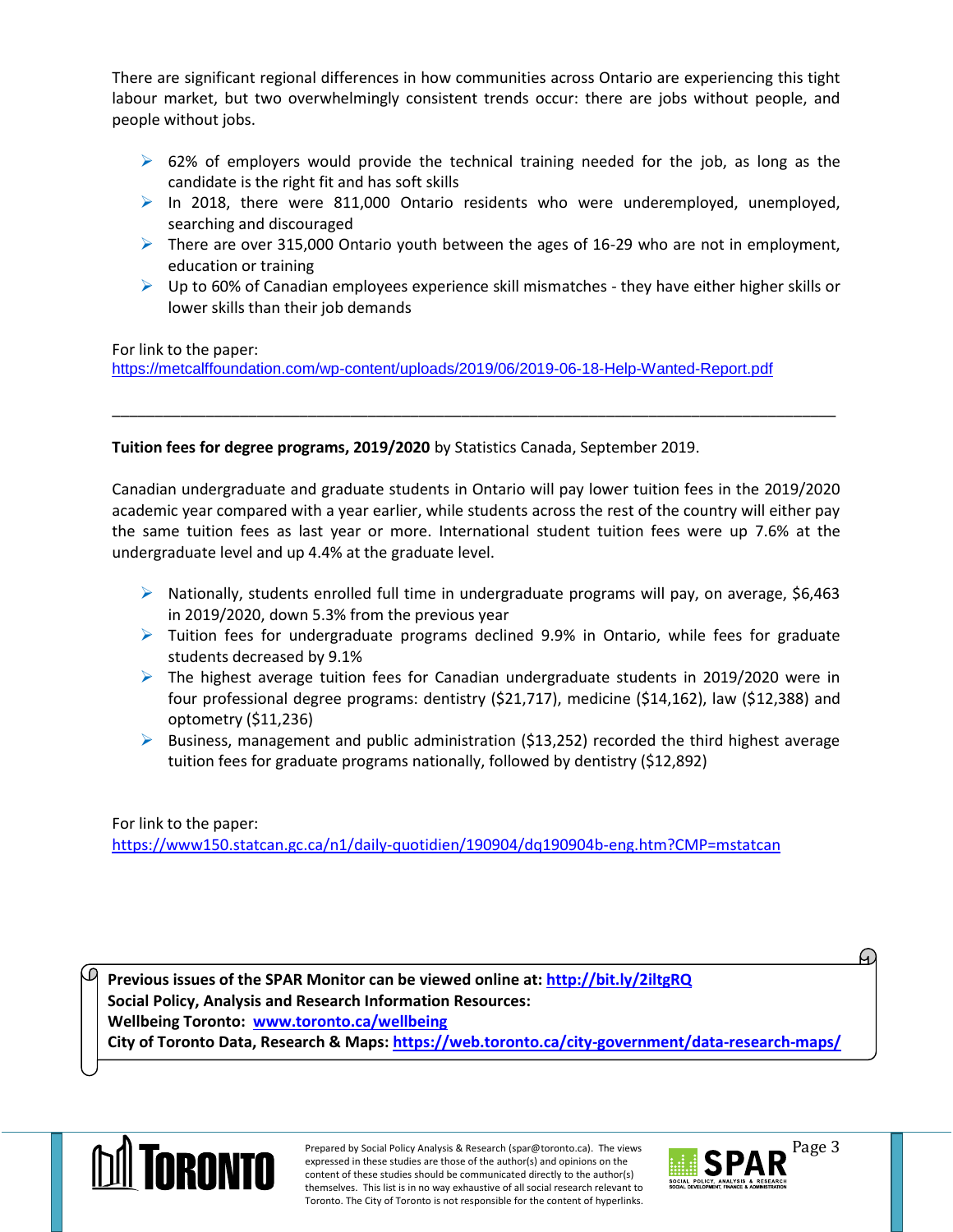There are significant regional differences in how communities across Ontario are experiencing this tight labour market, but two overwhelmingly consistent trends occur: there are jobs without people, and people without jobs.

- 62% of employers would provide the technical training needed for the job, as long as the candidate is the right fit and has soft skills
- In 2018, there were 811,000 Ontario residents who were underemployed, unemployed, searching and discouraged
- There are over 315,000 Ontario youth between the ages of 16-29 who are not in employment, education or training
- Up to 60% of Canadian employees experience skill mismatches - they have either higher skills or lower skills than their job demands

For link to the paper:
https://metcalffoundation.com/wp-content/uploads/2019/06/2019-06-18-Help-Wanted-Report.pdf

---

**Tuition fees for degree programs, 2019/2020** by Statistics Canada, September 2019.

Canadian undergraduate and graduate students in Ontario will pay lower tuition fees in the 2019/2020 academic year compared with a year earlier, while students across the rest of the country will either pay the same tuition fees as last year or more. International student tuition fees were up 7.6% at the undergraduate level and up 4.4% at the graduate level.

- Nationally, students enrolled full time in undergraduate programs will pay, on average, $6,463 in 2019/2020, down 5.3% from the previous year
- Tuition fees for undergraduate programs declined 9.9% in Ontario, while fees for graduate students decreased by 9.1%
- The highest average tuition fees for Canadian undergraduate students in 2019/2020 were in four professional degree programs: dentistry ($21,717), medicine ($14,162), law ($12,388) and optometry ($11,236)
- Business, management and public administration ($13,252) recorded the third highest average tuition fees for graduate programs nationally, followed by dentistry ($12,892)

For link to the paper:
https://www150.statcan.gc.ca/n1/daily-quotidien/190904/dq190904b-eng.htm?CMP=mstatcan

**Previous issues of the SPAR Monitor can be viewed online at: http://bit.ly/2iltgRQ**
**Social Policy, Analysis and Research Information Resources:**
**Wellbeing Toronto: www.toronto.ca/wellbeing**
**City of Toronto Data, Research & Maps: https://web.toronto.ca/city-government/data-research-maps/**

Prepared by Social Policy Analysis & Research (spar@toronto.ca). The views expressed in these studies are those of the author(s) and opinions on the content of these studies should be communicated directly to the author(s) themselves. This list is in no way exhaustive of all social research relevant to Toronto. The City of Toronto is not responsible for the content of hyperlinks.